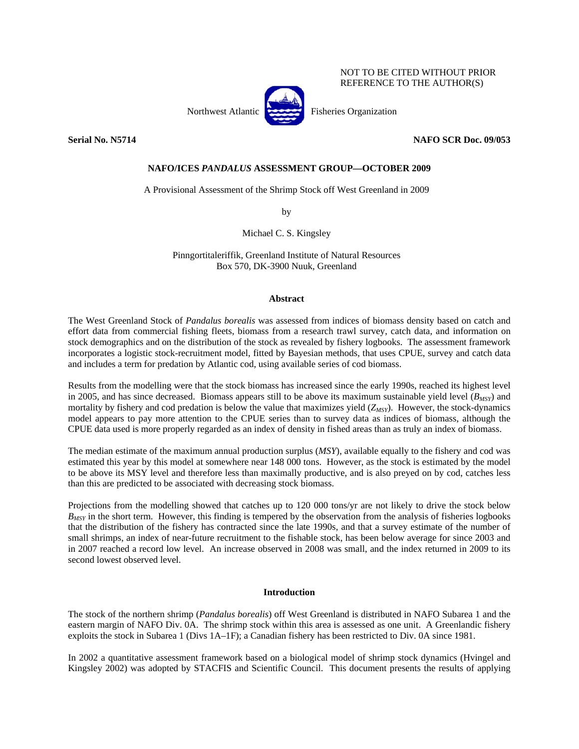NOT TO BE CITED WITHOUT PRIOR
REFERENCE TO THE AUTHOR(S)

Northwest Atlantic Fisheries Organization

**Serial No. N5714** **NAFO SCR Doc. 09/053**

**NAFO/ICES *PANDALUS* ASSESSMENT GROUP—OCTOBER 2009**

A Provisional Assessment of the Shrimp Stock off West Greenland in 2009

by

Michael C. S. Kingsley

Pinngortitaleriffik, Greenland Institute of Natural Resources
Box 570, DK-3900 Nuuk, Greenland

## Abstract

The West Greenland Stock of *Pandalus borealis* was assessed from indices of biomass density based on catch and effort data from commercial fishing fleets, biomass from a research trawl survey, catch data, and information on stock demographics and on the distribution of the stock as revealed by fishery logbooks. The assessment framework incorporates a logistic stock-recruitment model, fitted by Bayesian methods, that uses CPUE, survey and catch data and includes a term for predation by Atlantic cod, using available series of cod biomass.

Results from the modelling were that the stock biomass has increased since the early 1990s, reached its highest level in 2005, and has since decreased. Biomass appears still to be above its maximum sustainable yield level ($B_{MSY}$) and mortality by fishery and cod predation is below the value that maximizes yield ($Z_{MSY}$). However, the stock-dynamics model appears to pay more attention to the CPUE series than to survey data as indices of biomass, although the CPUE data used is more properly regarded as an index of density in fished areas than as truly an index of biomass.

The median estimate of the maximum annual production surplus (*MSY*), available equally to the fishery and cod was estimated this year by this model at somewhere near 148 000 tons. However, as the stock is estimated by the model to be above its MSY level and therefore less than maximally productive, and is also preyed on by cod, catches less than this are predicted to be associated with decreasing stock biomass.

Projections from the modelling showed that catches up to 120 000 tons/yr are not likely to drive the stock below $B_{MSY}$ in the short term. However, this finding is tempered by the observation from the analysis of fisheries logbooks that the distribution of the fishery has contracted since the late 1990s, and that a survey estimate of the number of small shrimps, an index of near-future recruitment to the fishable stock, has been below average for since 2003 and in 2007 reached a record low level. An increase observed in 2008 was small, and the index returned in 2009 to its second lowest observed level.

## Introduction

The stock of the northern shrimp (*Pandalus borealis*) off West Greenland is distributed in NAFO Subarea 1 and the eastern margin of NAFO Div. 0A. The shrimp stock within this area is assessed as one unit. A Greenlandic fishery exploits the stock in Subarea 1 (Divs 1A–1F); a Canadian fishery has been restricted to Div. 0A since 1981.

In 2002 a quantitative assessment framework based on a biological model of shrimp stock dynamics (Hvingel and Kingsley 2002) was adopted by STACFIS and Scientific Council. This document presents the results of applying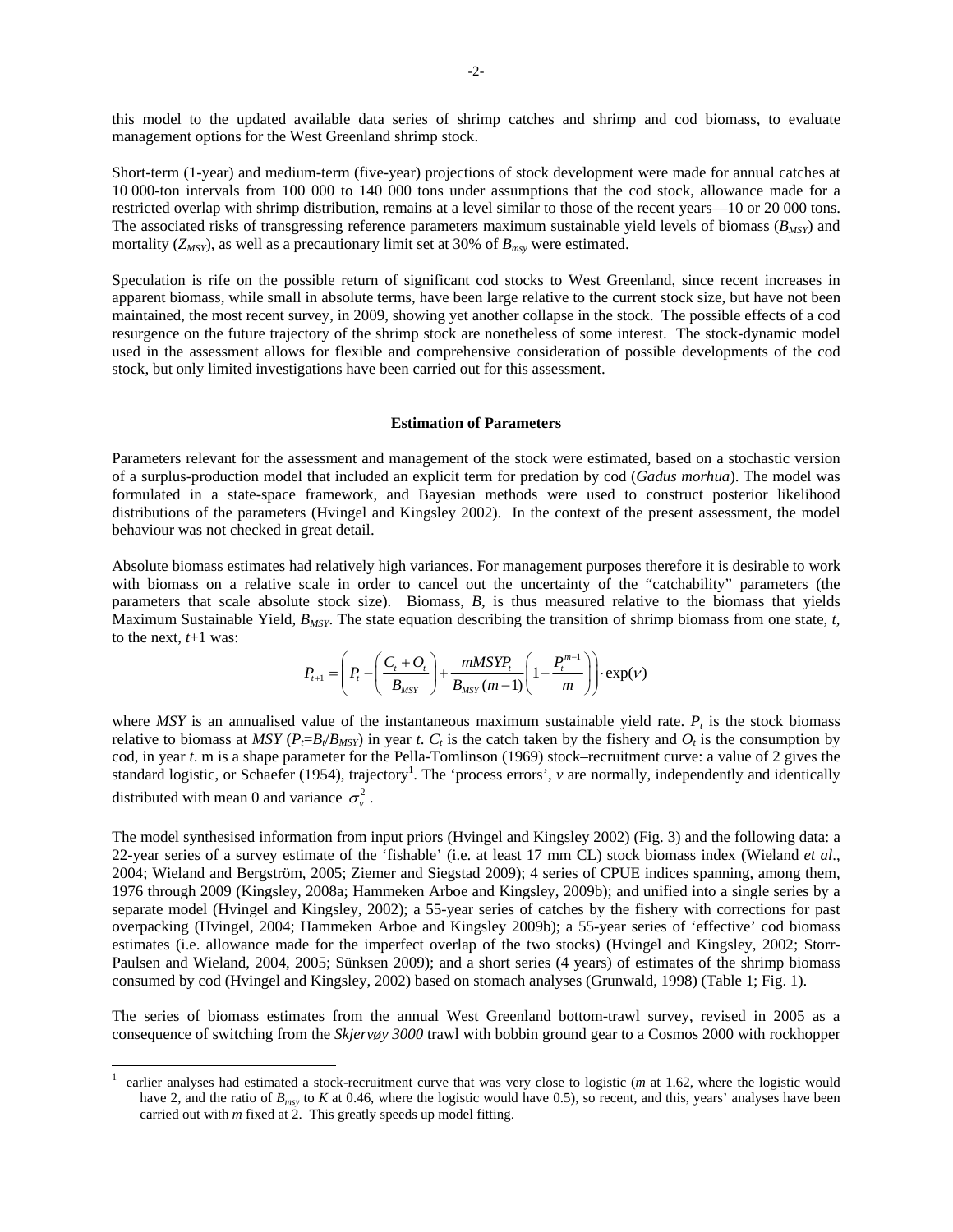this model to the updated available data series of shrimp catches and shrimp and cod biomass, to evaluate management options for the West Greenland shrimp stock.

Short-term (1-year) and medium-term (five-year) projections of stock development were made for annual catches at 10 000-ton intervals from 100 000 to 140 000 tons under assumptions that the cod stock, allowance made for a restricted overlap with shrimp distribution, remains at a level similar to those of the recent years—10 or 20 000 tons. The associated risks of transgressing reference parameters maximum sustainable yield levels of biomass ($B_{MSY}$) and mortality ($Z_{MSY}$), as well as a precautionary limit set at 30% of $B_{msy}$ were estimated.

Speculation is rife on the possible return of significant cod stocks to West Greenland, since recent increases in apparent biomass, while small in absolute terms, have been large relative to the current stock size, but have not been maintained, the most recent survey, in 2009, showing yet another collapse in the stock. The possible effects of a cod resurgence on the future trajectory of the shrimp stock are nonetheless of some interest. The stock-dynamic model used in the assessment allows for flexible and comprehensive consideration of possible developments of the cod stock, but only limited investigations have been carried out for this assessment.

### Estimation of Parameters

Parameters relevant for the assessment and management of the stock were estimated, based on a stochastic version of a surplus-production model that included an explicit term for predation by cod (*Gadus morhua*). The model was formulated in a state-space framework, and Bayesian methods were used to construct posterior likelihood distributions of the parameters (Hvingel and Kingsley 2002). In the context of the present assessment, the model behaviour was not checked in great detail.

Absolute biomass estimates had relatively high variances. For management purposes therefore it is desirable to work with biomass on a relative scale in order to cancel out the uncertainty of the "catchability" parameters (the parameters that scale absolute stock size). Biomass, $B$, is thus measured relative to the biomass that yields Maximum Sustainable Yield, $B_{MSY}$. The state equation describing the transition of shrimp biomass from one state, $t$, to the next, $t$+1 was:

$$P_{t+1} = \left( P_t - \left( \frac{C_t + O_t}{B_{MSY}} \right) + \frac{mMSYP_t}{B_{MSY}(m-1)} \left( 1 - \frac{P_t^{m-1}}{m} \right) \right) \cdot \exp(\nu)$$

where $MSY$ is an annualised value of the instantaneous maximum sustainable yield rate. $P_t$ is the stock biomass relative to biomass at $MSY$ ($P_t$=$B_t$/$B_{MSY}$) in year $t$. $C_t$ is the catch taken by the fishery and $O_t$ is the consumption by cod, in year $t$. m is a shape parameter for the Pella-Tomlinson (1969) stock–recruitment curve: a value of 2 gives the standard logistic, or Schaefer (1954), trajectory[1]. The 'process errors', $v$ are normally, independently and identically distributed with mean 0 and variance $\sigma_v^2$.

The model synthesised information from input priors (Hvingel and Kingsley 2002) (Fig. 3) and the following data: a 22-year series of a survey estimate of the 'fishable' (i.e. at least 17 mm CL) stock biomass index (Wieland *et al*., 2004; Wieland and Bergström, 2005; Ziemer and Siegstad 2009); 4 series of CPUE indices spanning, among them, 1976 through 2009 (Kingsley, 2008a; Hammeken Arboe and Kingsley, 2009b); and unified into a single series by a separate model (Hvingel and Kingsley, 2002); a 55-year series of catches by the fishery with corrections for past overpacking (Hvingel, 2004; Hammeken Arboe and Kingsley 2009b); a 55-year series of 'effective' cod biomass estimates (i.e. allowance made for the imperfect overlap of the two stocks) (Hvingel and Kingsley, 2002; Storr-Paulsen and Wieland, 2004, 2005; Sünksen 2009); and a short series (4 years) of estimates of the shrimp biomass consumed by cod (Hvingel and Kingsley, 2002) based on stomach analyses (Grunwald, 1998) (Table 1; Fig. 1).

The series of biomass estimates from the annual West Greenland bottom-trawl survey, revised in 2005 as a consequence of switching from the *Skjervøy 3000* trawl with bobbin ground gear to a Cosmos 2000 with rockhopper

[1] earlier analyses had estimated a stock-recruitment curve that was very close to logistic ($m$ at 1.62, where the logistic would have 2, and the ratio of $B_{msy}$ to $K$ at 0.46, where the logistic would have 0.5), so recent, and this, years' analyses have been carried out with $m$ fixed at 2. This greatly speeds up model fitting.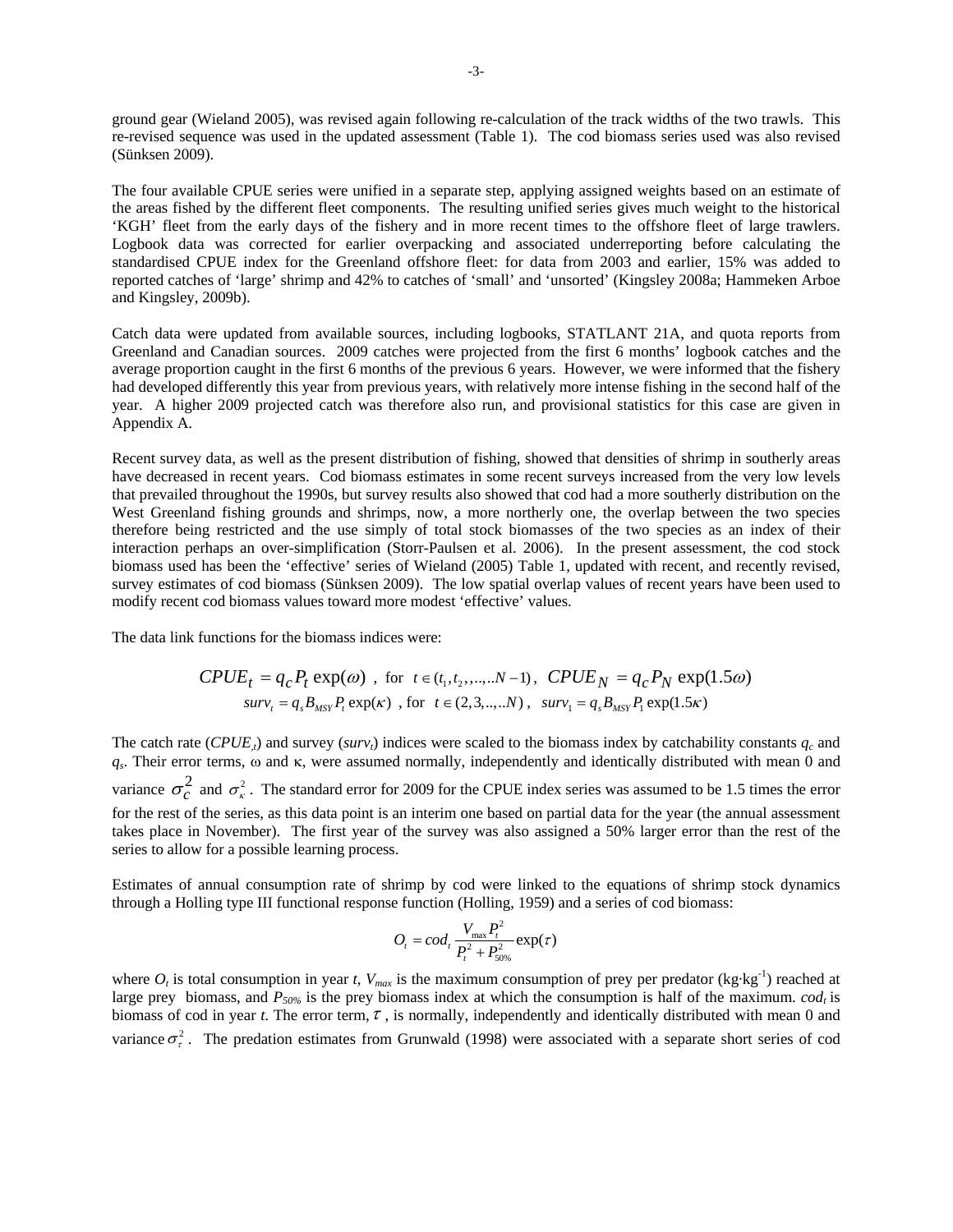ground gear (Wieland 2005), was revised again following re-calculation of the track widths of the two trawls. This re-revised sequence was used in the updated assessment (Table 1). The cod biomass series used was also revised (Sünksen 2009).

The four available CPUE series were unified in a separate step, applying assigned weights based on an estimate of the areas fished by the different fleet components. The resulting unified series gives much weight to the historical 'KGH' fleet from the early days of the fishery and in more recent times to the offshore fleet of large trawlers. Logbook data was corrected for earlier overpacking and associated underreporting before calculating the standardised CPUE index for the Greenland offshore fleet: for data from 2003 and earlier, 15% was added to reported catches of 'large' shrimp and 42% to catches of 'small' and 'unsorted' (Kingsley 2008a; Hammeken Arboe and Kingsley, 2009b).

Catch data were updated from available sources, including logbooks, STATLANT 21A, and quota reports from Greenland and Canadian sources. 2009 catches were projected from the first 6 months' logbook catches and the average proportion caught in the first 6 months of the previous 6 years. However, we were informed that the fishery had developed differently this year from previous years, with relatively more intense fishing in the second half of the year. A higher 2009 projected catch was therefore also run, and provisional statistics for this case are given in Appendix A.

Recent survey data, as well as the present distribution of fishing, showed that densities of shrimp in southerly areas have decreased in recent years. Cod biomass estimates in some recent surveys increased from the very low levels that prevailed throughout the 1990s, but survey results also showed that cod had a more southerly distribution on the West Greenland fishing grounds and shrimps, now, a more northerly one, the overlap between the two species therefore being restricted and the use simply of total stock biomasses of the two species as an index of their interaction perhaps an over-simplification (Storr-Paulsen et al. 2006). In the present assessment, the cod stock biomass used has been the 'effective' series of Wieland (2005) Table 1, updated with recent, and recently revised, survey estimates of cod biomass (Sünksen 2009). The low spatial overlap values of recent years have been used to modify recent cod biomass values toward more modest 'effective' values.

The data link functions for the biomass indices were:

$$CPUE_t = q_c P_t \exp(\omega) \;,\; \text{for} \;\; t \in (t_1, t_2, ,..., ..N-1) \,,\;\; CPUE_N = q_c P_N \exp(1.5\omega)$$

$$surv_t = q_s B_{MSY} P_t \exp(\kappa) \;,\; \text{for} \;\; t \in (2,3,..,..N) \,,\;\; surv_1 = q_s B_{MSY} P_1 \exp(1.5\kappa)$$

The catch rate ($CPUE_t$) and survey ($surv_t$) indices were scaled to the biomass index by catchability constants $q_c$ and $q_s$. Their error terms, $\omega$ and $\kappa$, were assumed normally, independently and identically distributed with mean 0 and variance $\sigma_c^2$ and $\sigma_\kappa^2$. The standard error for 2009 for the CPUE index series was assumed to be 1.5 times the error for the rest of the series, as this data point is an interim one based on partial data for the year (the annual assessment takes place in November). The first year of the survey was also assigned a 50% larger error than the rest of the series to allow for a possible learning process.

Estimates of annual consumption rate of shrimp by cod were linked to the equations of shrimp stock dynamics through a Holling type III functional response function (Holling, 1959) and a series of cod biomass:

$$O_t = cod_t \frac{V_{\max} P_t^2}{P_t^2 + P_{50\%}^2} \exp(\tau)$$

where $O_t$ is total consumption in year $t$, $V_{max}$ is the maximum consumption of prey per predator (kg·kg$^{-1}$) reached at large prey biomass, and $P_{50\%}$ is the prey biomass index at which the consumption is half of the maximum. $cod_t$ is biomass of cod in year $t$. The error term, $\tau$, is normally, independently and identically distributed with mean 0 and variance $\sigma_\tau^2$. The predation estimates from Grunwald (1998) were associated with a separate short series of cod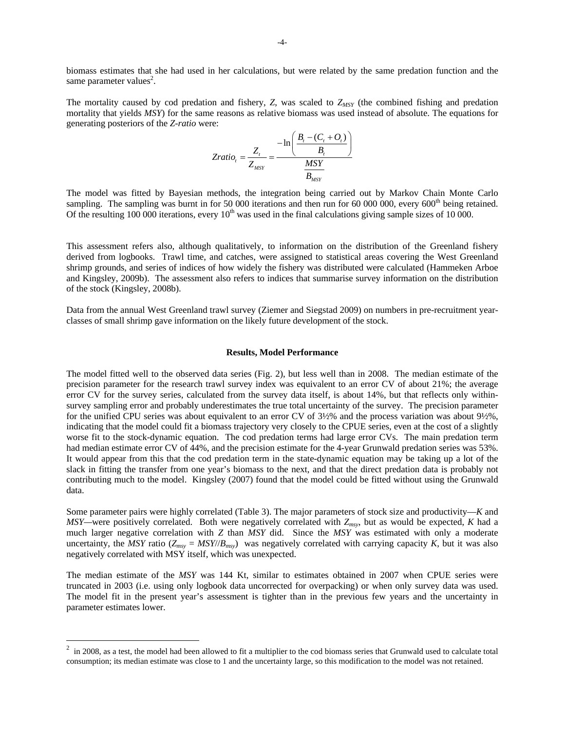biomass estimates that she had used in her calculations, but were related by the same predation function and the same parameter values[2].

The mortality caused by cod predation and fishery, $Z$, was scaled to $Z_{MSY}$ (the combined fishing and predation mortality that yields *MSY*) for the same reasons as relative biomass was used instead of absolute. The equations for generating posteriors of the *Z-ratio* were:

$$Zratio_t = \frac{Z_t}{Z_{MSY}} = \frac{-\ln\left(\dfrac{B_t - (C_t + O_t)}{B_t}\right)}{\dfrac{MSY}{B_{MSY}}}$$

The model was fitted by Bayesian methods, the integration being carried out by Markov Chain Monte Carlo sampling. The sampling was burnt in for 50 000 iterations and then run for 60 000 000, every 600th being retained. Of the resulting 100 000 iterations, every 10th was used in the final calculations giving sample sizes of 10 000.

This assessment refers also, although qualitatively, to information on the distribution of the Greenland fishery derived from logbooks. Trawl time, and catches, were assigned to statistical areas covering the West Greenland shrimp grounds, and series of indices of how widely the fishery was distributed were calculated (Hammeken Arboe and Kingsley, 2009b). The assessment also refers to indices that summarise survey information on the distribution of the stock (Kingsley, 2008b).

Data from the annual West Greenland trawl survey (Ziemer and Siegstad 2009) on numbers in pre-recruitment year-classes of small shrimp gave information on the likely future development of the stock.

### Results, Model Performance

The model fitted well to the observed data series (Fig. 2), but less well than in 2008. The median estimate of the precision parameter for the research trawl survey index was equivalent to an error CV of about 21%; the average error CV for the survey series, calculated from the survey data itself, is about 14%, but that reflects only within-survey sampling error and probably underestimates the true total uncertainty of the survey. The precision parameter for the unified CPU series was about equivalent to an error CV of 3½% and the process variation was about 9½%, indicating that the model could fit a biomass trajectory very closely to the CPUE series, even at the cost of a slightly worse fit to the stock-dynamic equation. The cod predation terms had large error CVs. The main predation term had median estimate error CV of 44%, and the precision estimate for the 4-year Grunwald predation series was 53%. It would appear from this that the cod predation term in the state-dynamic equation may be taking up a lot of the slack in fitting the transfer from one year's biomass to the next, and that the direct predation data is probably not contributing much to the model. Kingsley (2007) found that the model could be fitted without using the Grunwald data.

Some parameter pairs were highly correlated (Table 3). The major parameters of stock size and productivity—*K* and *MSY*—were positively correlated. Both were negatively correlated with $Z_{msy}$, but as would be expected, *K* had a much larger negative correlation with *Z* than *MSY* did. Since the *MSY* was estimated with only a moderate uncertainty, the *MSY* ratio ($Z_{msy} = MSY//B_{msy}$) was negatively correlated with carrying capacity *K*, but it was also negatively correlated with MSY itself, which was unexpected.

The median estimate of the *MSY* was 144 Kt, similar to estimates obtained in 2007 when CPUE series were truncated in 2003 (i.e. using only logbook data uncorrected for overpacking) or when only survey data was used. The model fit in the present year's assessment is tighter than in the previous few years and the uncertainty in parameter estimates lower.

[2] in 2008, as a test, the model had been allowed to fit a multiplier to the cod biomass series that Grunwald used to calculate total consumption; its median estimate was close to 1 and the uncertainty large, so this modification to the model was not retained.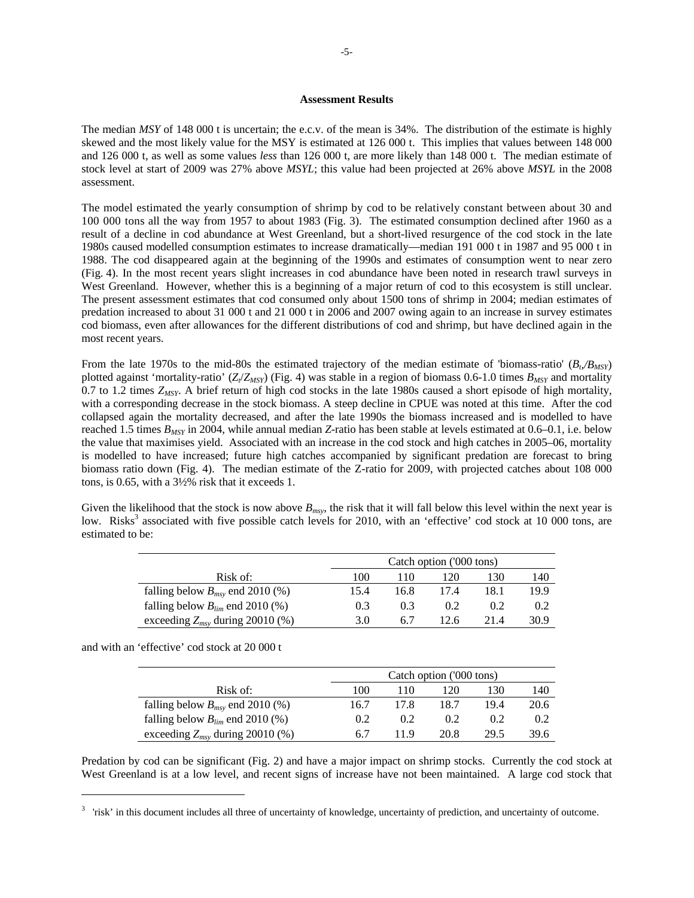### Assessment Results

The median *MSY* of 148 000 t is uncertain; the e.c.v. of the mean is 34%. The distribution of the estimate is highly skewed and the most likely value for the MSY is estimated at 126 000 t. This implies that values between 148 000 and 126 000 t, as well as some values *less* than 126 000 t, are more likely than 148 000 t. The median estimate of stock level at start of 2009 was 27% above *MSYL*; this value had been projected at 26% above *MSYL* in the 2008 assessment.

The model estimated the yearly consumption of shrimp by cod to be relatively constant between about 30 and 100 000 tons all the way from 1957 to about 1983 (Fig. 3). The estimated consumption declined after 1960 as a result of a decline in cod abundance at West Greenland, but a short-lived resurgence of the cod stock in the late 1980s caused modelled consumption estimates to increase dramatically—median 191 000 t in 1987 and 95 000 t in 1988. The cod disappeared again at the beginning of the 1990s and estimates of consumption went to near zero (Fig. 4). In the most recent years slight increases in cod abundance have been noted in research trawl surveys in West Greenland. However, whether this is a beginning of a major return of cod to this ecosystem is still unclear. The present assessment estimates that cod consumed only about 1500 tons of shrimp in 2004; median estimates of predation increased to about 31 000 t and 21 000 t in 2006 and 2007 owing again to an increase in survey estimates cod biomass, even after allowances for the different distributions of cod and shrimp, but have declined again in the most recent years.

From the late 1970s to the mid-80s the estimated trajectory of the median estimate of 'biomass-ratio' ($B_t/B_{MSY}$) plotted against 'mortality-ratio' ($Z_t/Z_{MSY}$) (Fig. 4) was stable in a region of biomass 0.6-1.0 times $B_{MSY}$ and mortality 0.7 to 1.2 times $Z_{MSY}$. A brief return of high cod stocks in the late 1980s caused a short episode of high mortality, with a corresponding decrease in the stock biomass. A steep decline in CPUE was noted at this time. After the cod collapsed again the mortality decreased, and after the late 1990s the biomass increased and is modelled to have reached 1.5 times $B_{MSY}$ in 2004, while annual median *Z*-ratio has been stable at levels estimated at 0.6–0.1, i.e. below the value that maximises yield. Associated with an increase in the cod stock and high catches in 2005–06, mortality is modelled to have increased; future high catches accompanied by significant predation are forecast to bring biomass ratio down (Fig. 4). The median estimate of the Z-ratio for 2009, with projected catches about 108 000 tons, is 0.65, with a 3½% risk that it exceeds 1.

Given the likelihood that the stock is now above $B_{msy}$, the risk that it will fall below this level within the next year is low. Risks[3] associated with five possible catch levels for 2010, with an 'effective' cod stock at 10 000 tons, are estimated to be:

| | Catch option ('000 tons) | | | | |
|---|---|---|---|---|---|
| Risk of: | 100 | 110 | 120 | 130 | 140 |
| falling below $B_{msy}$ end 2010 (%) | 15.4 | 16.8 | 17.4 | 18.1 | 19.9 |
| falling below $B_{lim}$ end 2010 (%) | 0.3 | 0.3 | 0.2 | 0.2 | 0.2 |
| exceeding $Z_{msy}$ during 20010 (%) | 3.0 | 6.7 | 12.6 | 21.4 | 30.9 |

and with an 'effective' cod stock at 20 000 t

| | Catch option ('000 tons) | | | | |
|---|---|---|---|---|---|
| Risk of: | 100 | 110 | 120 | 130 | 140 |
| falling below $B_{msy}$ end 2010 (%) | 16.7 | 17.8 | 18.7 | 19.4 | 20.6 |
| falling below $B_{lim}$ end 2010 (%) | 0.2 | 0.2 | 0.2 | 0.2 | 0.2 |
| exceeding $Z_{msy}$ during 20010 (%) | 6.7 | 11.9 | 20.8 | 29.5 | 39.6 |

Predation by cod can be significant (Fig. 2) and have a major impact on shrimp stocks. Currently the cod stock at West Greenland is at a low level, and recent signs of increase have not been maintained. A large cod stock that

[3] 'risk' in this document includes all three of uncertainty of knowledge, uncertainty of prediction, and uncertainty of outcome.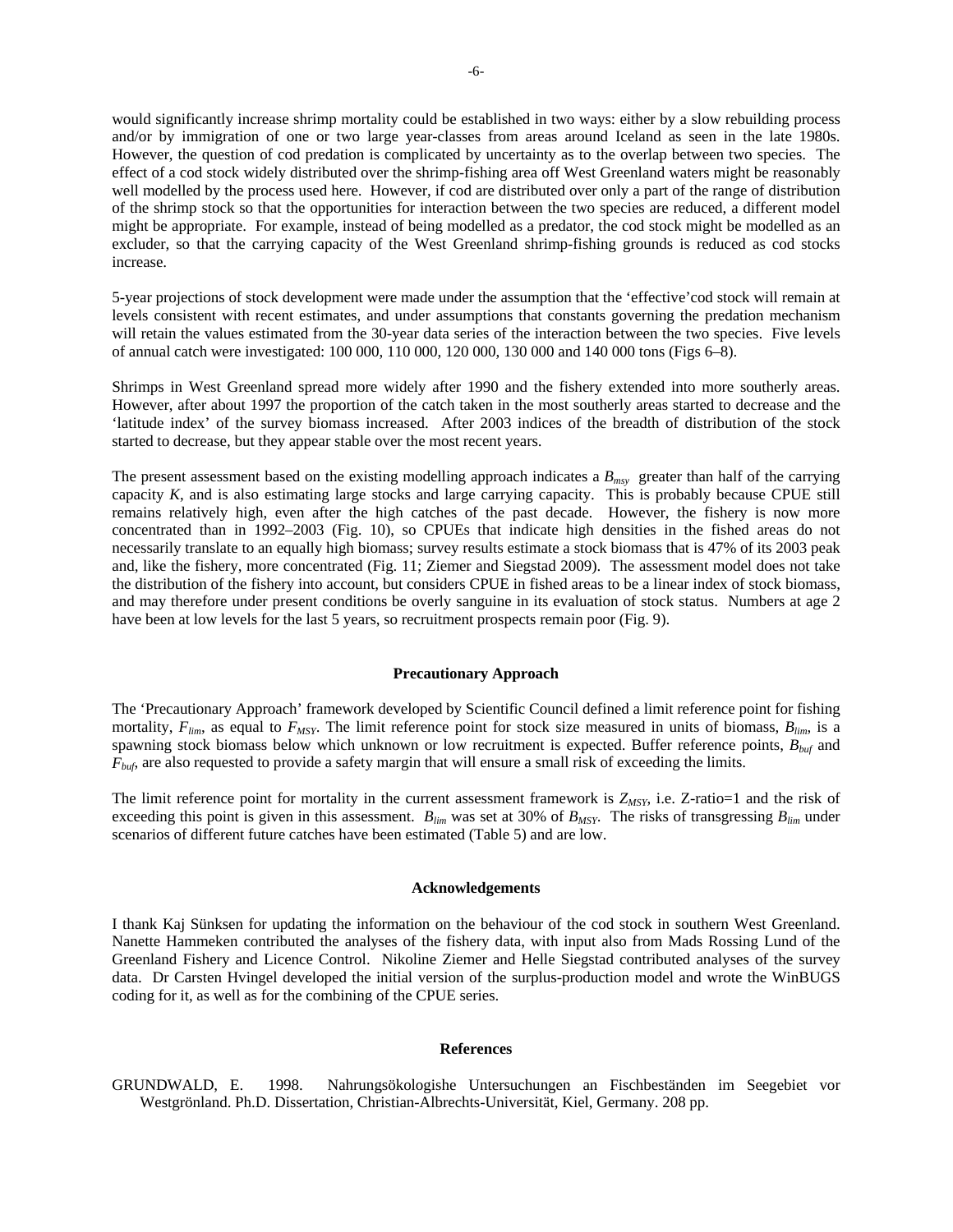would significantly increase shrimp mortality could be established in two ways: either by a slow rebuilding process and/or by immigration of one or two large year-classes from areas around Iceland as seen in the late 1980s. However, the question of cod predation is complicated by uncertainty as to the overlap between two species. The effect of a cod stock widely distributed over the shrimp-fishing area off West Greenland waters might be reasonably well modelled by the process used here. However, if cod are distributed over only a part of the range of distribution of the shrimp stock so that the opportunities for interaction between the two species are reduced, a different model might be appropriate. For example, instead of being modelled as a predator, the cod stock might be modelled as an excluder, so that the carrying capacity of the West Greenland shrimp-fishing grounds is reduced as cod stocks increase.

5-year projections of stock development were made under the assumption that the 'effective'cod stock will remain at levels consistent with recent estimates, and under assumptions that constants governing the predation mechanism will retain the values estimated from the 30-year data series of the interaction between the two species. Five levels of annual catch were investigated: 100 000, 110 000, 120 000, 130 000 and 140 000 tons (Figs 6–8).

Shrimps in West Greenland spread more widely after 1990 and the fishery extended into more southerly areas. However, after about 1997 the proportion of the catch taken in the most southerly areas started to decrease and the 'latitude index' of the survey biomass increased. After 2003 indices of the breadth of distribution of the stock started to decrease, but they appear stable over the most recent years.

The present assessment based on the existing modelling approach indicates a $B_{msy}$ greater than half of the carrying capacity *K*, and is also estimating large stocks and large carrying capacity. This is probably because CPUE still remains relatively high, even after the high catches of the past decade. However, the fishery is now more concentrated than in 1992–2003 (Fig. 10), so CPUEs that indicate high densities in the fished areas do not necessarily translate to an equally high biomass; survey results estimate a stock biomass that is 47% of its 2003 peak and, like the fishery, more concentrated (Fig. 11; Ziemer and Siegstad 2009). The assessment model does not take the distribution of the fishery into account, but considers CPUE in fished areas to be a linear index of stock biomass, and may therefore under present conditions be overly sanguine in its evaluation of stock status. Numbers at age 2 have been at low levels for the last 5 years, so recruitment prospects remain poor (Fig. 9).

## Precautionary Approach

The 'Precautionary Approach' framework developed by Scientific Council defined a limit reference point for fishing mortality, $F_{lim}$, as equal to $F_{MSY}$. The limit reference point for stock size measured in units of biomass, $B_{lim}$, is a spawning stock biomass below which unknown or low recruitment is expected. Buffer reference points, $B_{buf}$ and $F_{buf}$, are also requested to provide a safety margin that will ensure a small risk of exceeding the limits.

The limit reference point for mortality in the current assessment framework is $Z_{MSY}$, i.e. Z-ratio=1 and the risk of exceeding this point is given in this assessment. $B_{lim}$ was set at 30% of $B_{MSY}$. The risks of transgressing $B_{lim}$ under scenarios of different future catches have been estimated (Table 5) and are low.

## Acknowledgements

I thank Kaj Sünksen for updating the information on the behaviour of the cod stock in southern West Greenland. Nanette Hammeken contributed the analyses of the fishery data, with input also from Mads Rossing Lund of the Greenland Fishery and Licence Control. Nikoline Ziemer and Helle Siegstad contributed analyses of the survey data. Dr Carsten Hvingel developed the initial version of the surplus-production model and wrote the WinBUGS coding for it, as well as for the combining of the CPUE series.

## References

GRUNDWALD, E. 1998. Nahrungsökologishe Untersuchungen an Fischbeständen im Seegebiet vor Westgrönland. Ph.D. Dissertation, Christian-Albrechts-Universität, Kiel, Germany. 208 pp.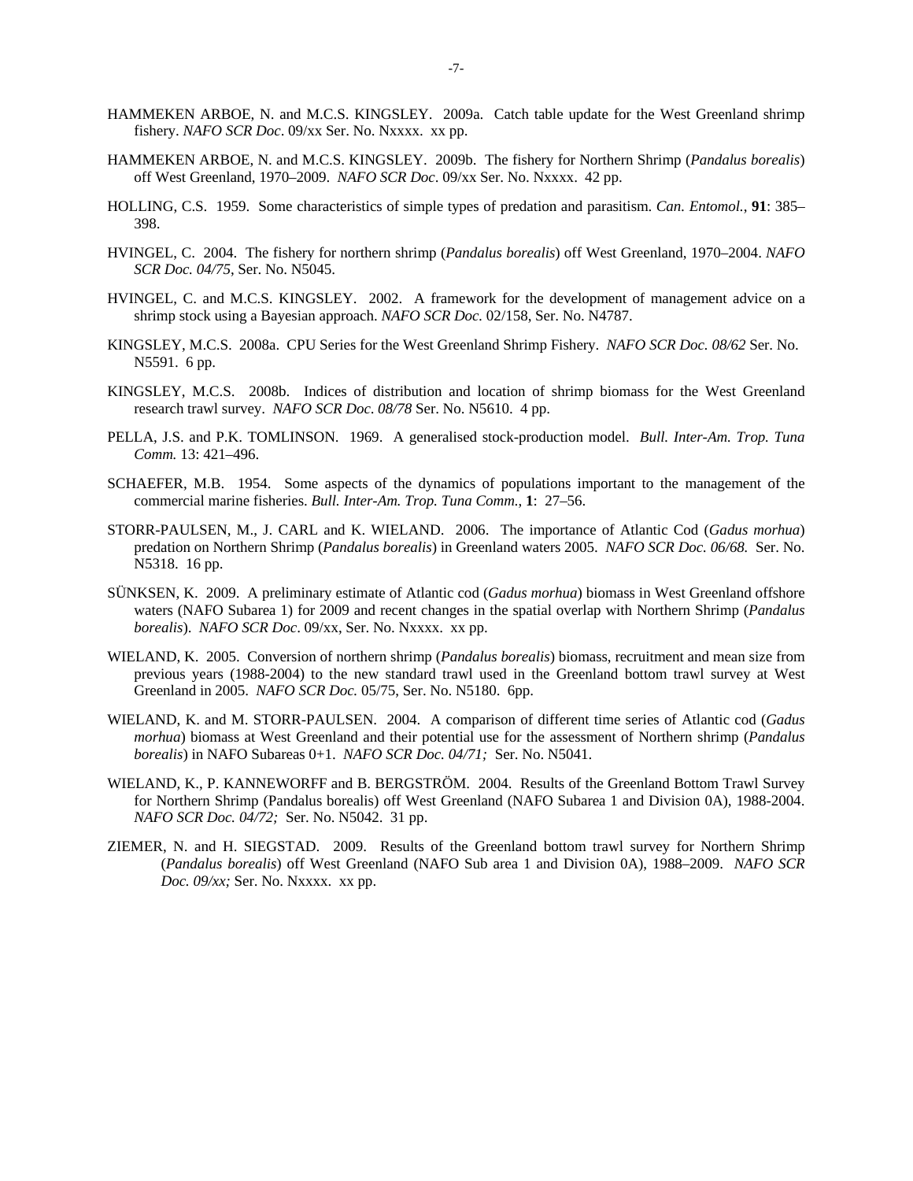HAMMEKEN ARBOE, N. and M.C.S. KINGSLEY. 2009a. Catch table update for the West Greenland shrimp fishery. *NAFO SCR Doc*. 09/xx Ser. No. Nxxxx. xx pp.

HAMMEKEN ARBOE, N. and M.C.S. KINGSLEY. 2009b. The fishery for Northern Shrimp (*Pandalus borealis*) off West Greenland, 1970–2009. *NAFO SCR Doc*. 09/xx Ser. No. Nxxxx. 42 pp.

HOLLING, C.S. 1959. Some characteristics of simple types of predation and parasitism. *Can. Entomol.*, **91**: 385–398.

HVINGEL, C. 2004. The fishery for northern shrimp (*Pandalus borealis*) off West Greenland, 1970–2004. *NAFO SCR Doc. 04/75*, Ser. No. N5045.

HVINGEL, C. and M.C.S. KINGSLEY. 2002. A framework for the development of management advice on a shrimp stock using a Bayesian approach. *NAFO SCR Doc*. 02/158, Ser. No. N4787.

KINGSLEY, M.C.S. 2008a. CPU Series for the West Greenland Shrimp Fishery. *NAFO SCR Doc. 08/62* Ser. No. N5591. 6 pp.

KINGSLEY, M.C.S. 2008b. Indices of distribution and location of shrimp biomass for the West Greenland research trawl survey. *NAFO SCR Doc*. *08/78* Ser. No. N5610. 4 pp.

PELLA, J.S. and P.K. TOMLINSON. 1969. A generalised stock-production model. *Bull. Inter-Am. Trop. Tuna Comm.* 13: 421–496.

SCHAEFER, M.B. 1954. Some aspects of the dynamics of populations important to the management of the commercial marine fisheries. *Bull. Inter-Am. Trop. Tuna Comm.*, **1**: 27–56.

STORR-PAULSEN, M., J. CARL and K. WIELAND. 2006. The importance of Atlantic Cod (*Gadus morhua*) predation on Northern Shrimp (*Pandalus borealis*) in Greenland waters 2005. *NAFO SCR Doc. 06/68.* Ser. No. N5318. 16 pp.

SÜNKSEN, K. 2009. A preliminary estimate of Atlantic cod (*Gadus morhua*) biomass in West Greenland offshore waters (NAFO Subarea 1) for 2009 and recent changes in the spatial overlap with Northern Shrimp (*Pandalus borealis*). *NAFO SCR Doc*. 09/xx, Ser. No. Nxxxx. xx pp.

WIELAND, K. 2005. Conversion of northern shrimp (*Pandalus borealis*) biomass, recruitment and mean size from previous years (1988-2004) to the new standard trawl used in the Greenland bottom trawl survey at West Greenland in 2005. *NAFO SCR Doc.* 05/75, Ser. No. N5180. 6pp.

WIELAND, K. and M. STORR-PAULSEN. 2004. A comparison of different time series of Atlantic cod (*Gadus morhua*) biomass at West Greenland and their potential use for the assessment of Northern shrimp (*Pandalus borealis*) in NAFO Subareas 0+1. *NAFO SCR Doc. 04/71;* Ser. No. N5041.

WIELAND, K., P. KANNEWORFF and B. BERGSTRÖM. 2004. Results of the Greenland Bottom Trawl Survey for Northern Shrimp (Pandalus borealis) off West Greenland (NAFO Subarea 1 and Division 0A), 1988-2004. *NAFO SCR Doc. 04/72;* Ser. No. N5042. 31 pp.

ZIEMER, N. and H. SIEGSTAD. 2009. Results of the Greenland bottom trawl survey for Northern Shrimp (*Pandalus borealis*) off West Greenland (NAFO Sub area 1 and Division 0A), 1988–2009. *NAFO SCR Doc. 09/xx;* Ser. No. Nxxxx. xx pp.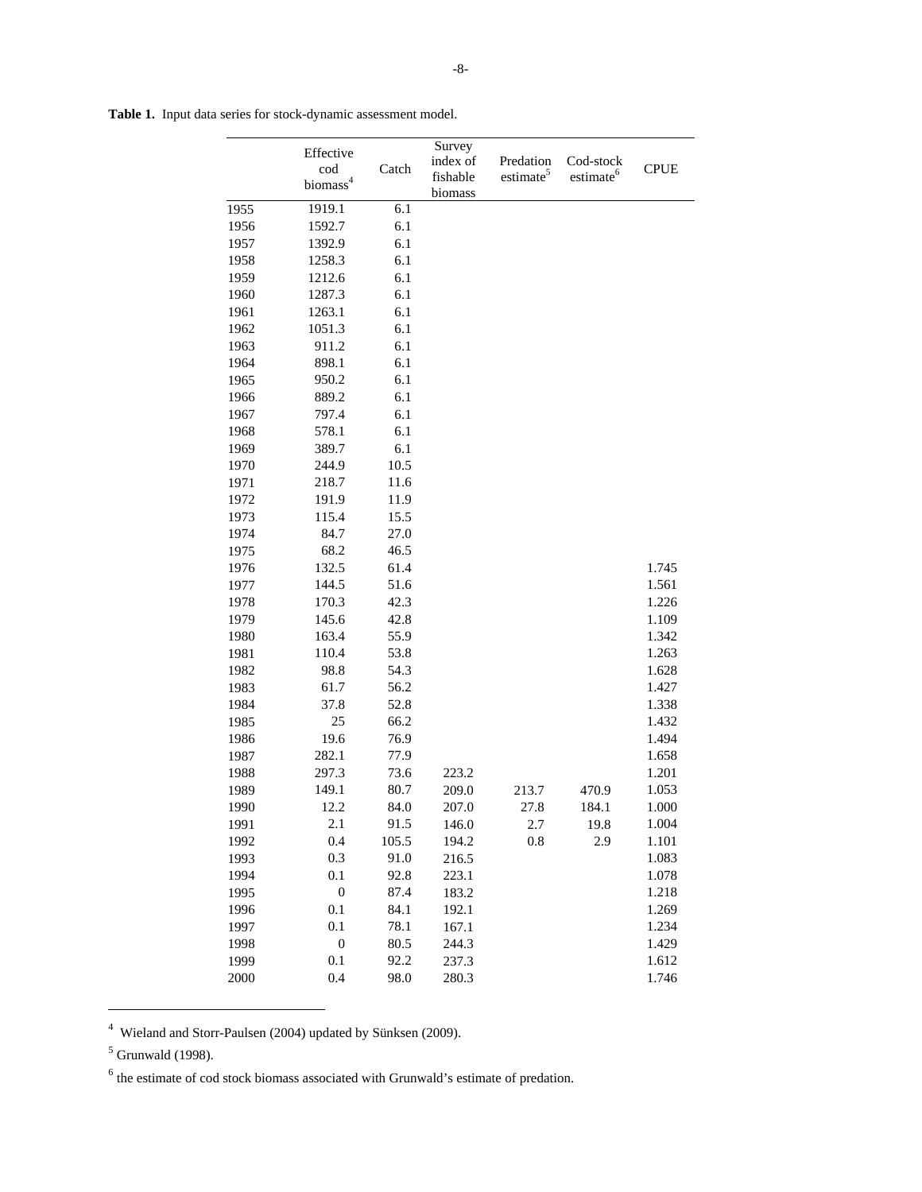**Table 1.** Input data series for stock-dynamic assessment model.

| | Effective cod biomass[4] | Catch | Survey index of fishable biomass | Predation estimate[5] | Cod-stock estimate[6] | CPUE |
|---|---|---|---|---|---|---|
| 1955 | 1919.1 | 6.1 | | | | |
| 1956 | 1592.7 | 6.1 | | | | |
| 1957 | 1392.9 | 6.1 | | | | |
| 1958 | 1258.3 | 6.1 | | | | |
| 1959 | 1212.6 | 6.1 | | | | |
| 1960 | 1287.3 | 6.1 | | | | |
| 1961 | 1263.1 | 6.1 | | | | |
| 1962 | 1051.3 | 6.1 | | | | |
| 1963 | 911.2 | 6.1 | | | | |
| 1964 | 898.1 | 6.1 | | | | |
| 1965 | 950.2 | 6.1 | | | | |
| 1966 | 889.2 | 6.1 | | | | |
| 1967 | 797.4 | 6.1 | | | | |
| 1968 | 578.1 | 6.1 | | | | |
| 1969 | 389.7 | 6.1 | | | | |
| 1970 | 244.9 | 10.5 | | | | |
| 1971 | 218.7 | 11.6 | | | | |
| 1972 | 191.9 | 11.9 | | | | |
| 1973 | 115.4 | 15.5 | | | | |
| 1974 | 84.7 | 27.0 | | | | |
| 1975 | 68.2 | 46.5 | | | | |
| 1976 | 132.5 | 61.4 | | | | 1.745 |
| 1977 | 144.5 | 51.6 | | | | 1.561 |
| 1978 | 170.3 | 42.3 | | | | 1.226 |
| 1979 | 145.6 | 42.8 | | | | 1.109 |
| 1980 | 163.4 | 55.9 | | | | 1.342 |
| 1981 | 110.4 | 53.8 | | | | 1.263 |
| 1982 | 98.8 | 54.3 | | | | 1.628 |
| 1983 | 61.7 | 56.2 | | | | 1.427 |
| 1984 | 37.8 | 52.8 | | | | 1.338 |
| 1985 | 25 | 66.2 | | | | 1.432 |
| 1986 | 19.6 | 76.9 | | | | 1.494 |
| 1987 | 282.1 | 77.9 | | | | 1.658 |
| 1988 | 297.3 | 73.6 | 223.2 | | | 1.201 |
| 1989 | 149.1 | 80.7 | 209.0 | 213.7 | 470.9 | 1.053 |
| 1990 | 12.2 | 84.0 | 207.0 | 27.8 | 184.1 | 1.000 |
| 1991 | 2.1 | 91.5 | 146.0 | 2.7 | 19.8 | 1.004 |
| 1992 | 0.4 | 105.5 | 194.2 | 0.8 | 2.9 | 1.101 |
| 1993 | 0.3 | 91.0 | 216.5 | | | 1.083 |
| 1994 | 0.1 | 92.8 | 223.1 | | | 1.078 |
| 1995 | 0 | 87.4 | 183.2 | | | 1.218 |
| 1996 | 0.1 | 84.1 | 192.1 | | | 1.269 |
| 1997 | 0.1 | 78.1 | 167.1 | | | 1.234 |
| 1998 | 0 | 80.5 | 244.3 | | | 1.429 |
| 1999 | 0.1 | 92.2 | 237.3 | | | 1.612 |
| 2000 | 0.4 | 98.0 | 280.3 | | | 1.746 |

[4] Wieland and Storr-Paulsen (2004) updated by Sünksen (2009).

[5] Grunwald (1998).

[6] the estimate of cod stock biomass associated with Grunwald's estimate of predation.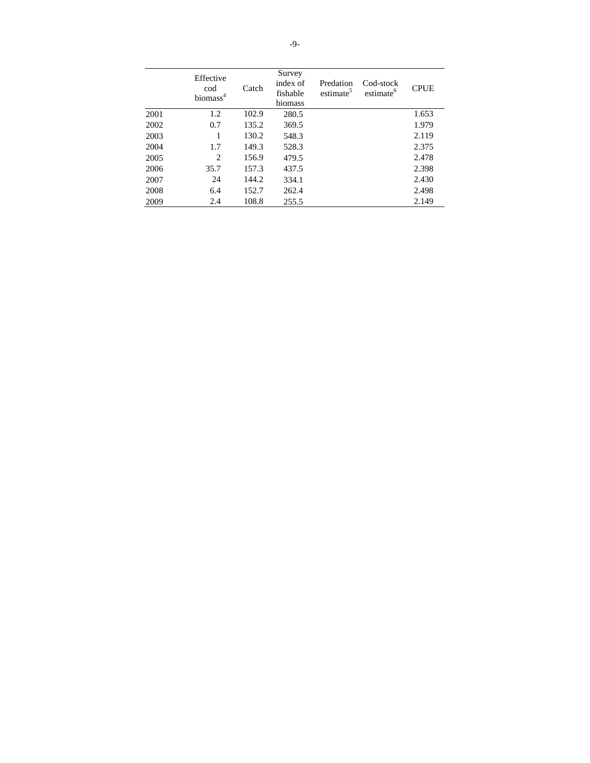| | Effective cod biomass[4] | Catch | Survey index of fishable biomass | Predation estimate[5] | Cod-stock estimate[6] | CPUE |
|---|---|---|---|---|---|---|
| 2001 | 1.2 | 102.9 | 280.5 | | | 1.653 |
| 2002 | 0.7 | 135.2 | 369.5 | | | 1.979 |
| 2003 | 1 | 130.2 | 548.3 | | | 2.119 |
| 2004 | 1.7 | 149.3 | 528.3 | | | 2.375 |
| 2005 | 2 | 156.9 | 479.5 | | | 2.478 |
| 2006 | 35.7 | 157.3 | 437.5 | | | 2.398 |
| 2007 | 24 | 144.2 | 334.1 | | | 2.430 |
| 2008 | 6.4 | 152.7 | 262.4 | | | 2.498 |
| 2009 | 2.4 | 108.8 | 255.5 | | | 2.149 |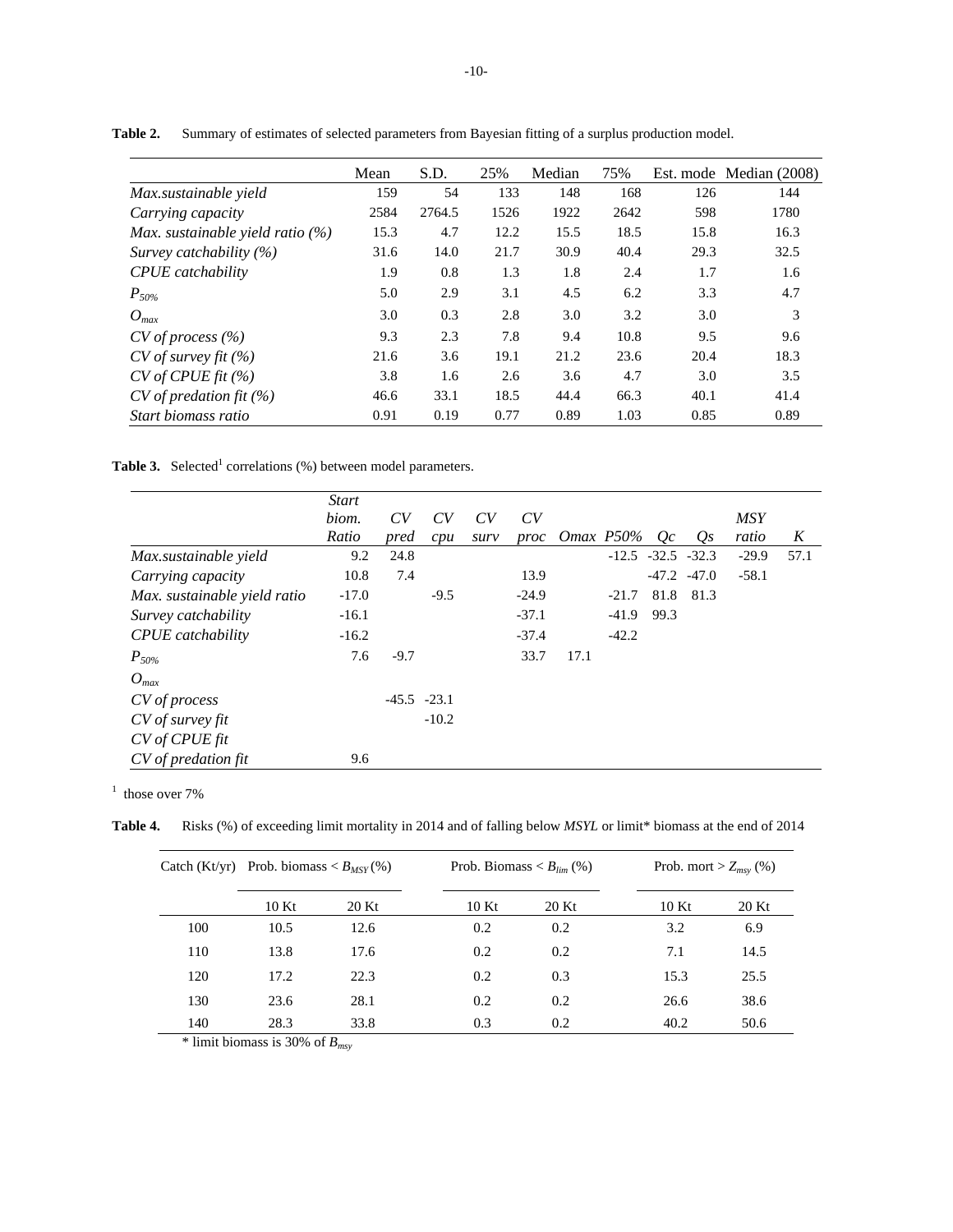**Table 2.** Summary of estimates of selected parameters from Bayesian fitting of a surplus production model.

| | Mean | S.D. | 25% | Median | 75% | Est. mode | Median (2008) |
|---|---|---|---|---|---|---|---|
| *Max.sustainable yield* | 159 | 54 | 133 | 148 | 168 | 126 | 144 |
| *Carrying capacity* | 2584 | 2764.5 | 1526 | 1922 | 2642 | 598 | 1780 |
| *Max. sustainable yield ratio (%)* | 15.3 | 4.7 | 12.2 | 15.5 | 18.5 | 15.8 | 16.3 |
| *Survey catchability (%)* | 31.6 | 14.0 | 21.7 | 30.9 | 40.4 | 29.3 | 32.5 |
| *CPUE catchability* | 1.9 | 0.8 | 1.3 | 1.8 | 2.4 | 1.7 | 1.6 |
| $P_{50\%}$ | 5.0 | 2.9 | 3.1 | 4.5 | 6.2 | 3.3 | 4.7 |
| $O_{max}$ | 3.0 | 0.3 | 2.8 | 3.0 | 3.2 | 3.0 | 3 |
| *CV of process (%)* | 9.3 | 2.3 | 7.8 | 9.4 | 10.8 | 9.5 | 9.6 |
| *CV of survey fit (%)* | 21.6 | 3.6 | 19.1 | 21.2 | 23.6 | 20.4 | 18.3 |
| *CV of CPUE fit (%)* | 3.8 | 1.6 | 2.6 | 3.6 | 4.7 | 3.0 | 3.5 |
| *CV of predation fit (%)* | 46.6 | 33.1 | 18.5 | 44.4 | 66.3 | 40.1 | 41.4 |
| *Start biomass ratio* | 0.91 | 0.19 | 0.77 | 0.89 | 1.03 | 0.85 | 0.89 |

**Table 3.** Selected[1] correlations (%) between model parameters.

| | *Start biom. Ratio* | *CV pred* | *CV cpu* | *CV surv* | *CV proc* | *Omax* | *P50%* | *Qc* | *Qs* | *MSY ratio* | *K* |
|---|---|---|---|---|---|---|---|---|---|---|---|
| *Max.sustainable yield* | 9.2 | 24.8 | | | | | -12.5 | -32.5 | -32.3 | -29.9 | 57.1 |
| *Carrying capacity* | 10.8 | 7.4 | | | 13.9 | | | -47.2 | -47.0 | -58.1 | |
| *Max. sustainable yield ratio* | -17.0 | | -9.5 | | -24.9 | | -21.7 | 81.8 | 81.3 | | |
| *Survey catchability* | -16.1 | | | | -37.1 | | -41.9 | 99.3 | | | |
| *CPUE catchability* | -16.2 | | | | -37.4 | | -42.2 | | | | |
| $P_{50\%}$ | 7.6 | -9.7 | | | 33.7 | 17.1 | | | | | |
| $O_{max}$ | | | | | | | | | | | |
| *CV of process* | | -45.5 | -23.1 | | | | | | | | |
| *CV of survey fit* | | | -10.2 | | | | | | | | |
| *CV of CPUE fit* | | | | | | | | | | | |
| *CV of predation fit* | 9.6 | | | | | | | | | | |

[1] those over 7%

**Table 4.** Risks (%) of exceeding limit mortality in 2014 and of falling below *MSYL* or limit* biomass at the end of 2014

| Catch (Kt/yr) | Prob. biomass < $B_{MSY}$ (%) | | Prob. Biomass < $B_{lim}$ (%) | | Prob. mort > $Z_{msy}$ (%) | |
|---|---|---|---|---|---|---|
| | 10 Kt | 20 Kt | 10 Kt | 20 Kt | 10 Kt | 20 Kt |
| 100 | 10.5 | 12.6 | 0.2 | 0.2 | 3.2 | 6.9 |
| 110 | 13.8 | 17.6 | 0.2 | 0.2 | 7.1 | 14.5 |
| 120 | 17.2 | 22.3 | 0.2 | 0.3 | 15.3 | 25.5 |
| 130 | 23.6 | 28.1 | 0.2 | 0.2 | 26.6 | 38.6 |
| 140 | 28.3 | 33.8 | 0.3 | 0.2 | 40.2 | 50.6 |

\* limit biomass is 30% of $B_{msy}$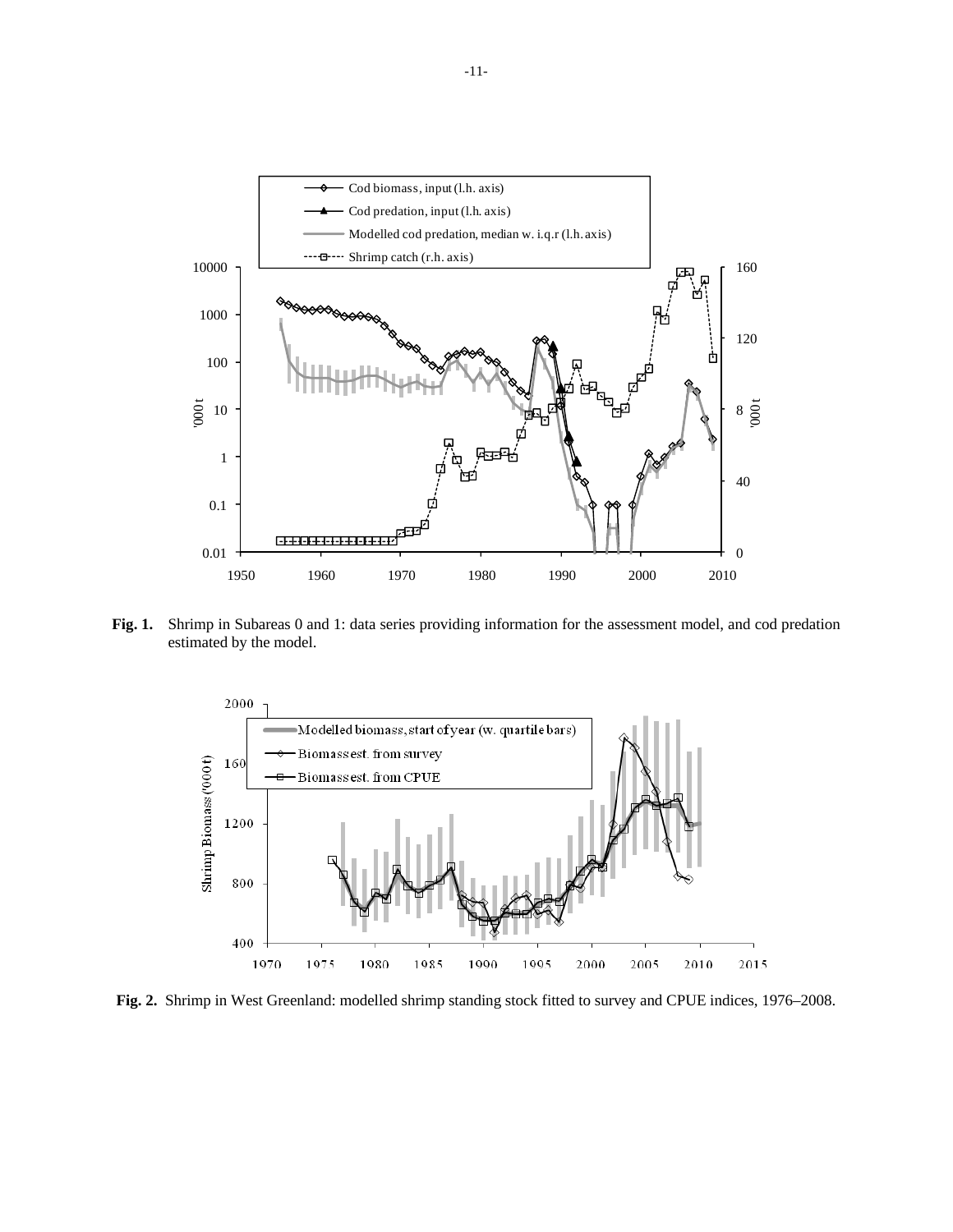**Fig. 1.** Shrimp in Subareas 0 and 1: data series providing information for the assessment model, and cod predation estimated by the model.

**Fig. 2.** Shrimp in West Greenland: modelled shrimp standing stock fitted to survey and CPUE indices, 1976–2008.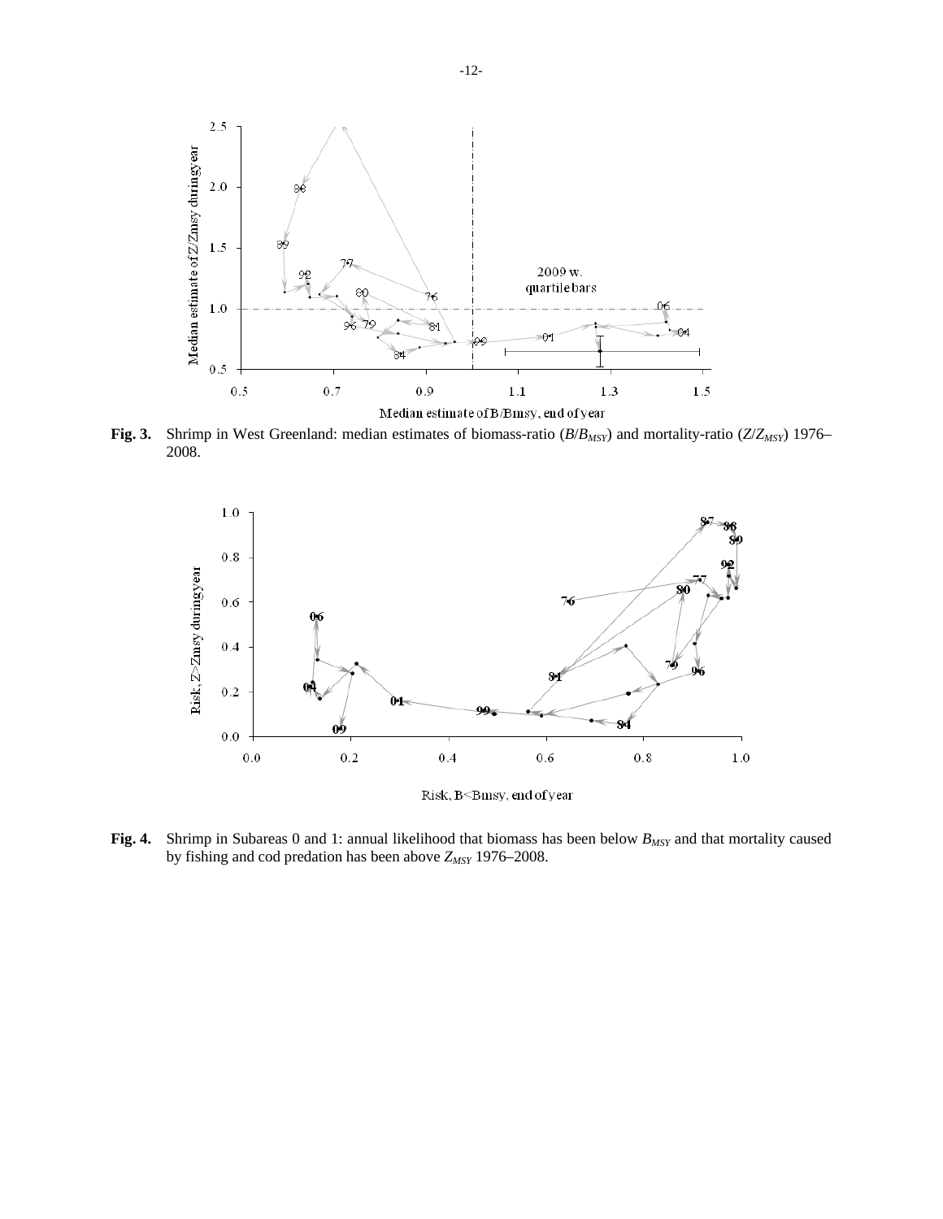**Fig. 3.** Shrimp in West Greenland: median estimates of biomass-ratio ($B/B_{MSY}$) and mortality-ratio ($Z/Z_{MSY}$) 1976–2008.

**Fig. 4.** Shrimp in Subareas 0 and 1: annual likelihood that biomass has been below $B_{MSY}$ and that mortality caused by fishing and cod predation has been above $Z_{MSY}$ 1976–2008.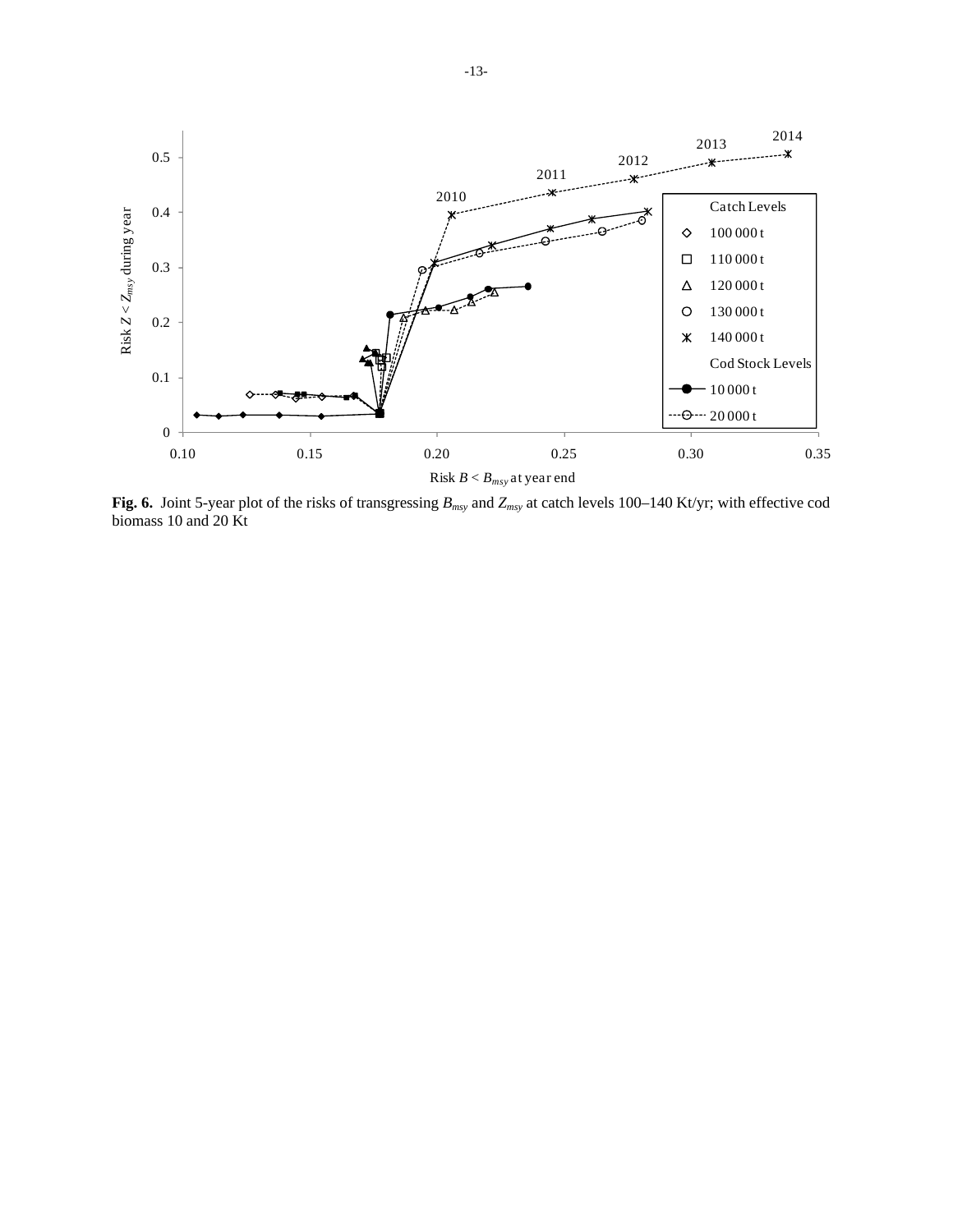**Fig. 6.** Joint 5-year plot of the risks of transgressing $B_{msy}$ and $Z_{msy}$ at catch levels 100–140 Kt/yr; with effective cod biomass 10 and 20 Kt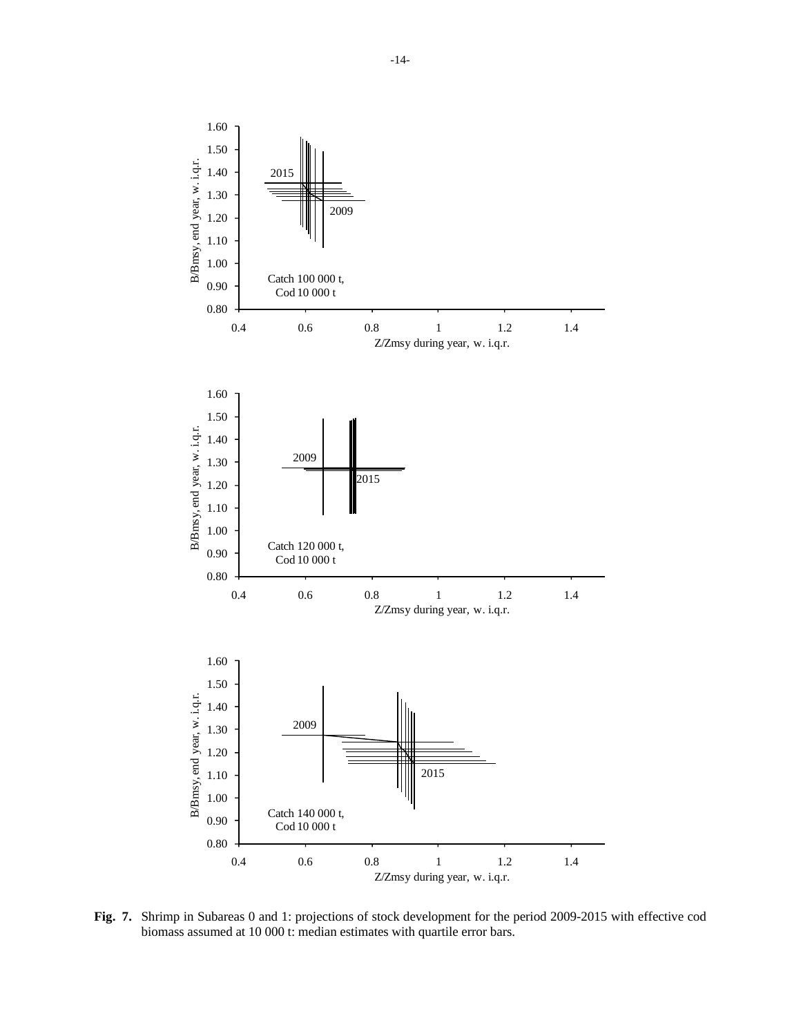**Fig. 7.** Shrimp in Subareas 0 and 1: projections of stock development for the period 2009-2015 with effective cod biomass assumed at 10 000 t: median estimates with quartile error bars.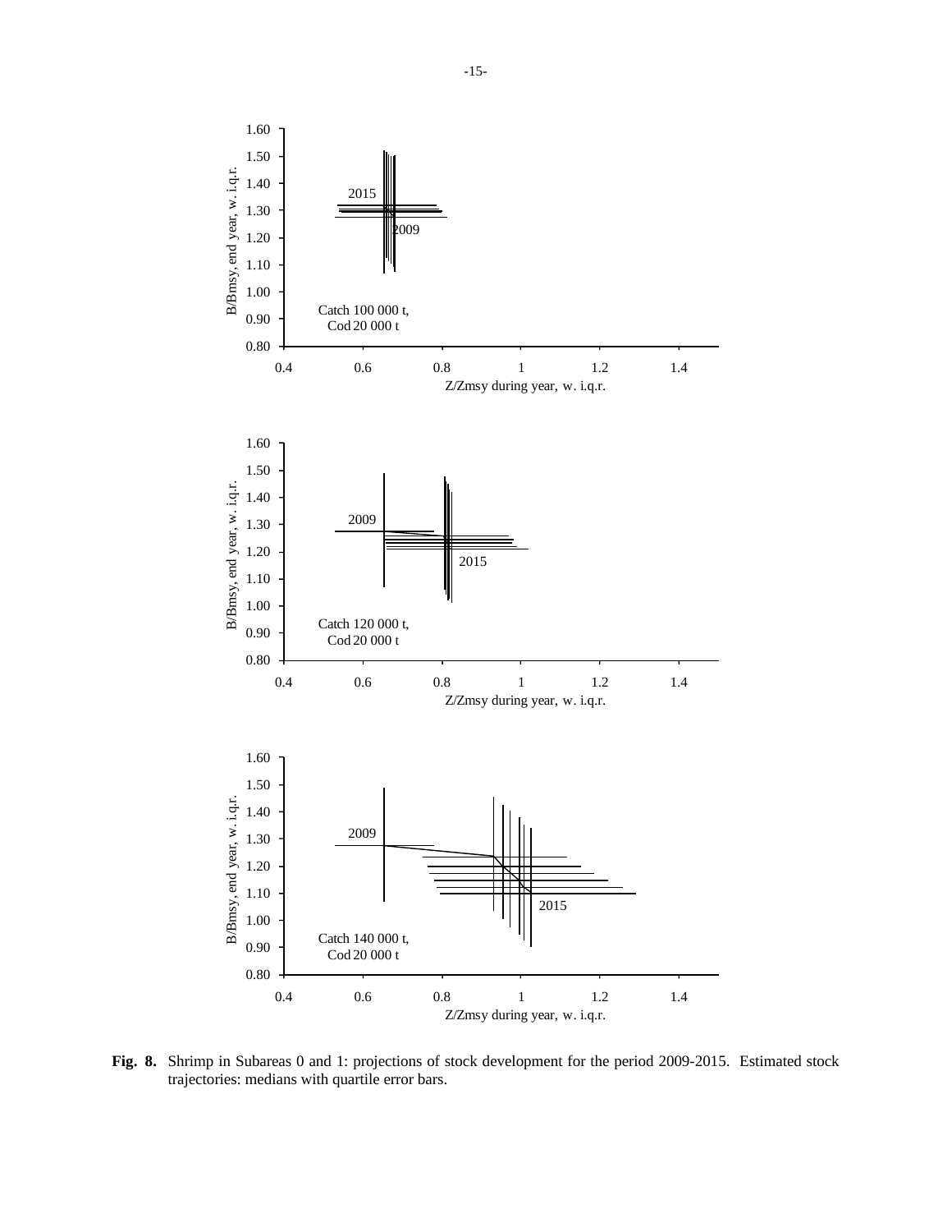**Fig. 8.** Shrimp in Subareas 0 and 1: projections of stock development for the period 2009-2015. Estimated stock trajectories: medians with quartile error bars.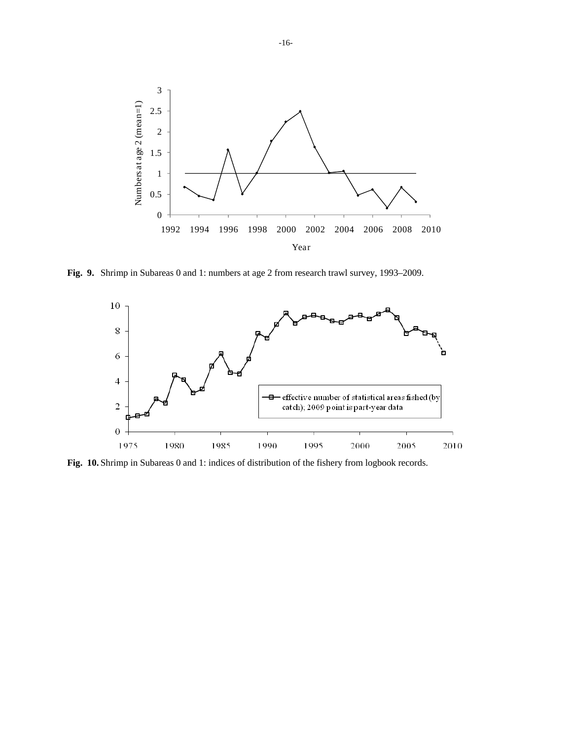**Fig. 9.** Shrimp in Subareas 0 and 1: numbers at age 2 from research trawl survey, 1993–2009.

**Fig. 10.** Shrimp in Subareas 0 and 1: indices of distribution of the fishery from logbook records.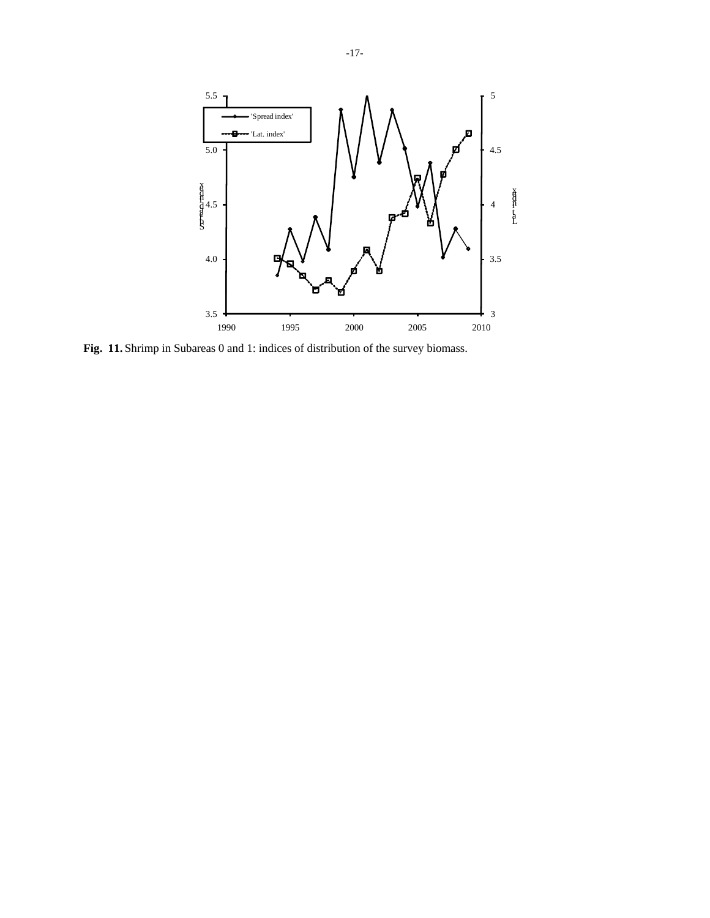**Fig. 11.** Shrimp in Subareas 0 and 1: indices of distribution of the survey biomass.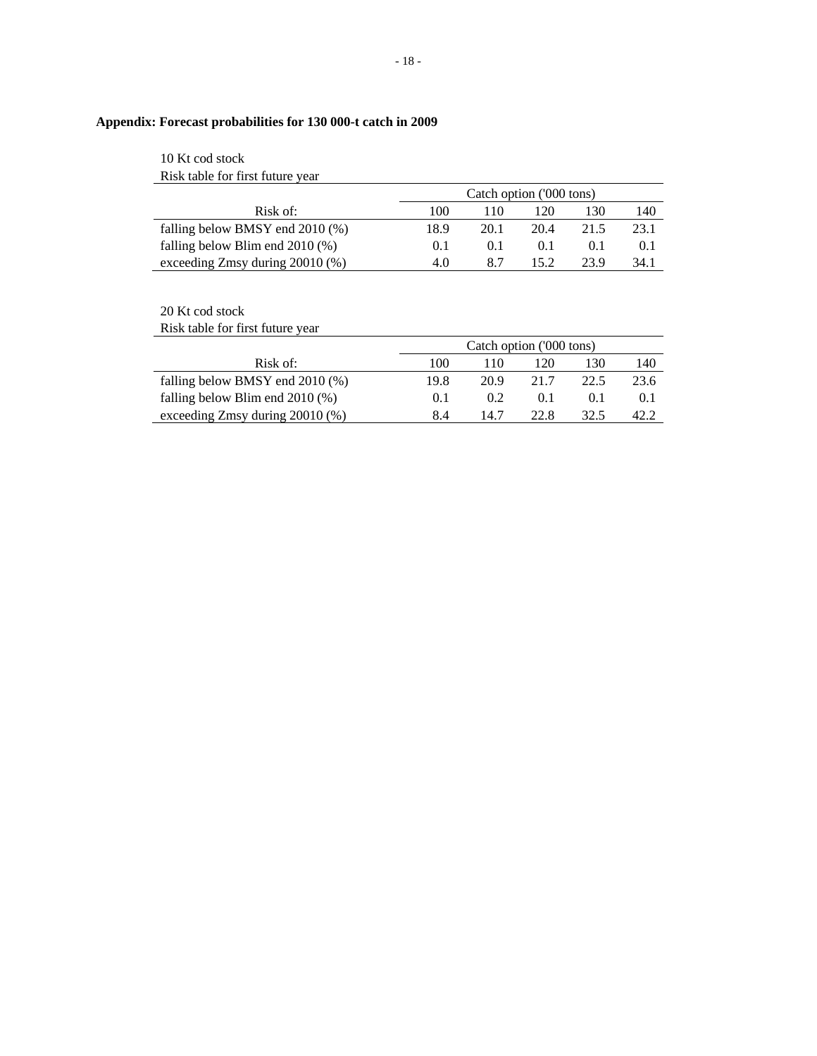**Appendix: Forecast probabilities for 130 000-t catch in 2009**

10 Kt cod stock

Risk table for first future year

| | Catch option ('000 tons) | | | | |
|---|---|---|---|---|---|
| Risk of: | 100 | 110 | 120 | 130 | 140 |
| falling below BMSY end 2010 (%) | 18.9 | 20.1 | 20.4 | 21.5 | 23.1 |
| falling below Blim end 2010 (%) | 0.1 | 0.1 | 0.1 | 0.1 | 0.1 |
| exceeding Zmsy during 20010 (%) | 4.0 | 8.7 | 15.2 | 23.9 | 34.1 |

20 Kt cod stock

Risk table for first future year

| | Catch option ('000 tons) | | | | |
|---|---|---|---|---|---|
| Risk of: | 100 | 110 | 120 | 130 | 140 |
| falling below BMSY end 2010 (%) | 19.8 | 20.9 | 21.7 | 22.5 | 23.6 |
| falling below Blim end 2010 (%) | 0.1 | 0.2 | 0.1 | 0.1 | 0.1 |
| exceeding Zmsy during 20010 (%) | 8.4 | 14.7 | 22.8 | 32.5 | 42.2 |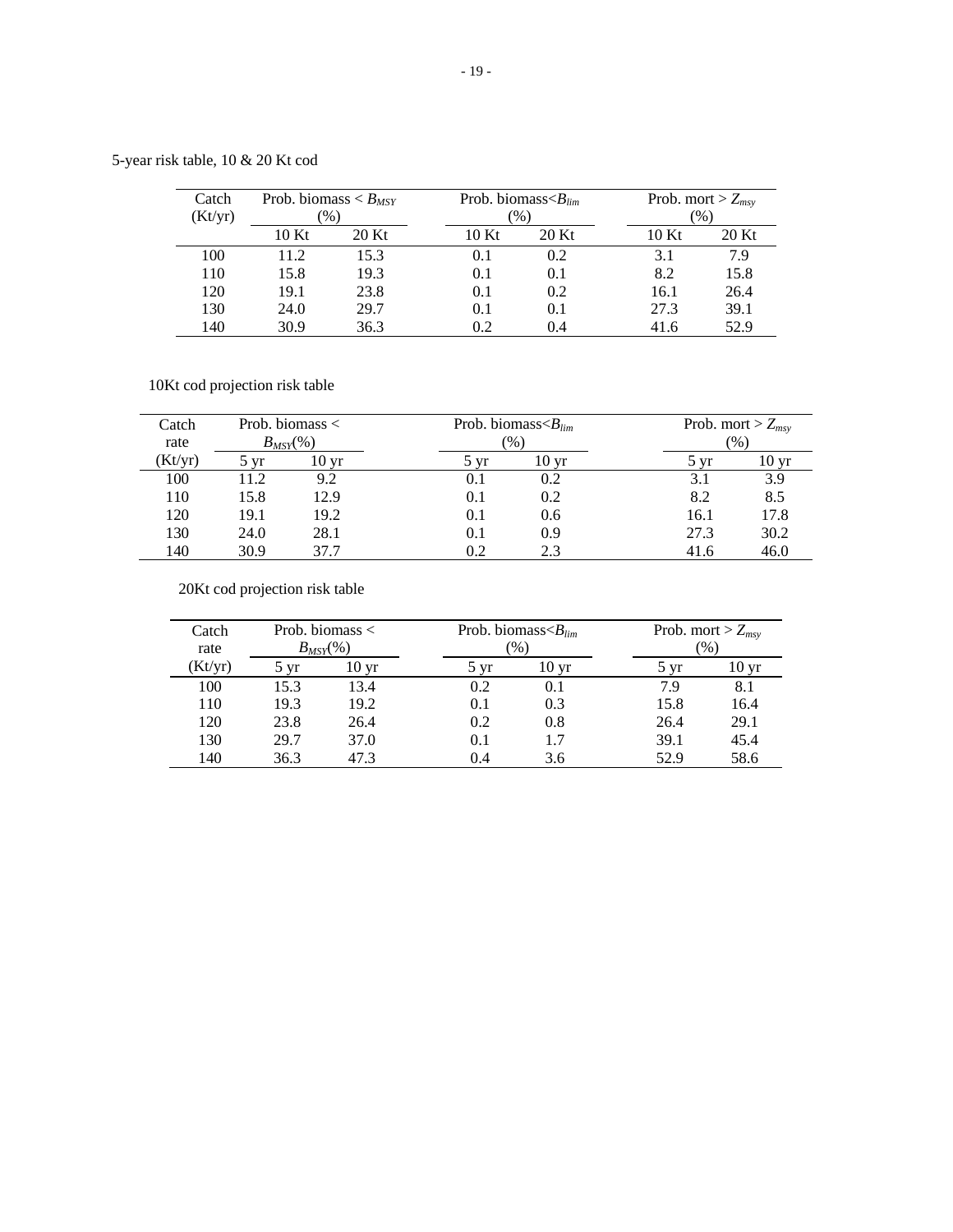5-year risk table, 10 & 20 Kt cod

| Catch (Kt/yr) | Prob. biomass < $B_{MSY}$ (%) | | Prob. biomass< $B_{lim}$ (%) | | Prob. mort > $Z_{msy}$ (%) | |
|---|---|---|---|---|---|---|
| | 10 Kt | 20 Kt | 10 Kt | 20 Kt | 10 Kt | 20 Kt |
| 100 | 11.2 | 15.3 | 0.1 | 0.2 | 3.1 | 7.9 |
| 110 | 15.8 | 19.3 | 0.1 | 0.1 | 8.2 | 15.8 |
| 120 | 19.1 | 23.8 | 0.1 | 0.2 | 16.1 | 26.4 |
| 130 | 24.0 | 29.7 | 0.1 | 0.1 | 27.3 | 39.1 |
| 140 | 30.9 | 36.3 | 0.2 | 0.4 | 41.6 | 52.9 |

10Kt cod projection risk table

| Catch rate (Kt/yr) | Prob. biomass < $B_{MSY}$(%) | | Prob. biomass< $B_{lim}$ (%) | | Prob. mort > $Z_{msy}$ (%) | |
|---|---|---|---|---|---|---|
| | 5 yr | 10 yr | 5 yr | 10 yr | 5 yr | 10 yr |
| 100 | 11.2 | 9.2 | 0.1 | 0.2 | 3.1 | 3.9 |
| 110 | 15.8 | 12.9 | 0.1 | 0.2 | 8.2 | 8.5 |
| 120 | 19.1 | 19.2 | 0.1 | 0.6 | 16.1 | 17.8 |
| 130 | 24.0 | 28.1 | 0.1 | 0.9 | 27.3 | 30.2 |
| 140 | 30.9 | 37.7 | 0.2 | 2.3 | 41.6 | 46.0 |

20Kt cod projection risk table

| Catch rate (Kt/yr) | Prob. biomass < $B_{MSY}$(%) | | Prob. biomass< $B_{lim}$ (%) | | Prob. mort > $Z_{msy}$ (%) | |
|---|---|---|---|---|---|---|
| | 5 yr | 10 yr | 5 yr | 10 yr | 5 yr | 10 yr |
| 100 | 15.3 | 13.4 | 0.2 | 0.1 | 7.9 | 8.1 |
| 110 | 19.3 | 19.2 | 0.1 | 0.3 | 15.8 | 16.4 |
| 120 | 23.8 | 26.4 | 0.2 | 0.8 | 26.4 | 29.1 |
| 130 | 29.7 | 37.0 | 0.1 | 1.7 | 39.1 | 45.4 |
| 140 | 36.3 | 47.3 | 0.4 | 3.6 | 52.9 | 58.6 |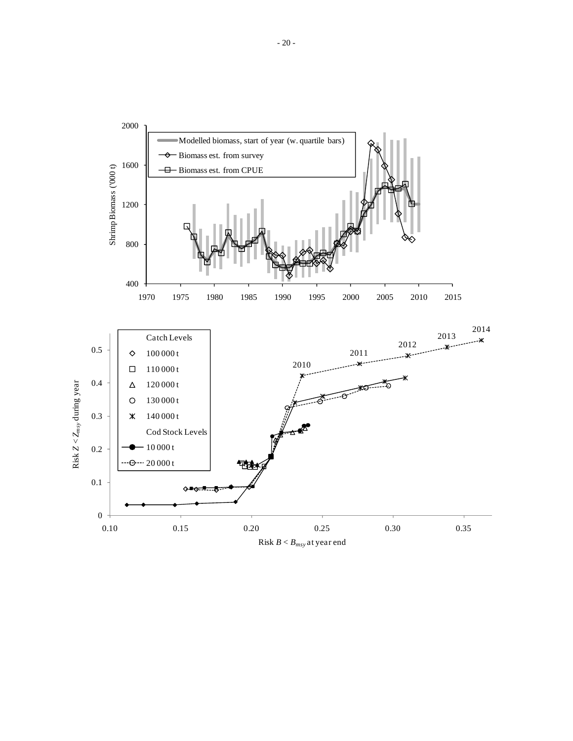Modelled biomass, start of year (w. quartile bars)

Biomass est. from survey

Biomass est. from CPUE

Shrimp Biomass ('000 t)

Catch Levels

100 000 t

110 000 t

120 000 t

130 000 t

140 000 t

Cod Stock Levels

10 000 t

20 000 t

Risk $Z < Z_{msy}$ during year

Risk $B < B_{msy}$ at year end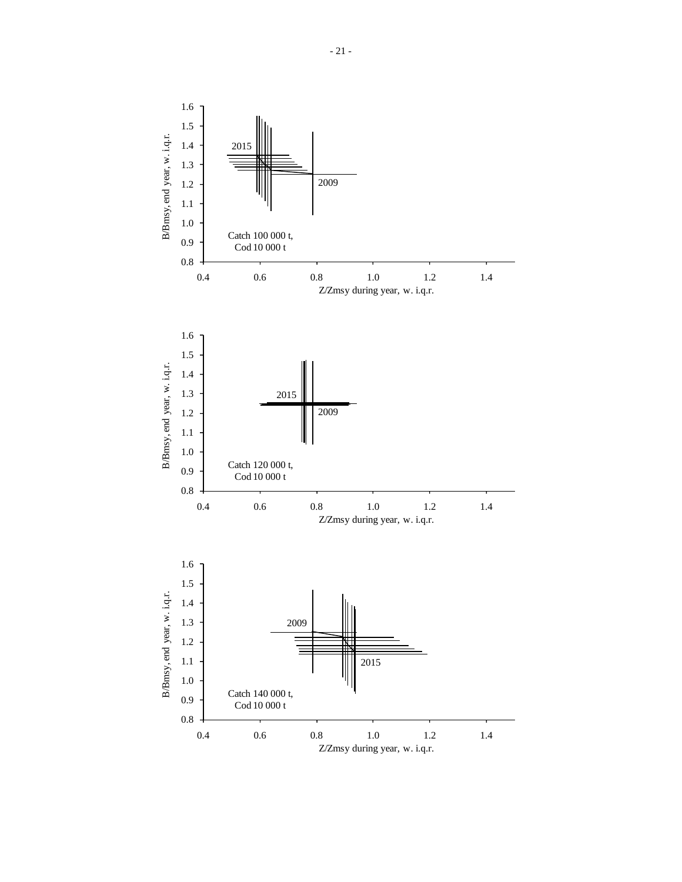1.6
1.5
1.4
1.3
1.2
1.1
1.0
0.9
0.8

B/Bmsy, end year, w. i.q.r.

2015

2009

Catch 100 000 t,
Cod 10 000 t

0.4 0.6 0.8 1.0 1.2 1.4

Z/Zmsy during year, w. i.q.r.

1.6
1.5
1.4
1.3
1.2
1.1
1.0
0.9
0.8

B/Bmsy, end year, w. i.q.r.

2015

2009

Catch 120 000 t,
Cod 10 000 t

0.4 0.6 0.8 1.0 1.2 1.4

Z/Zmsy during year, w. i.q.r.

1.6
1.5
1.4
1.3
1.2
1.1
1.0
0.9
0.8

B/Bmsy, end year, w. i.q.r.

2009

2015

Catch 140 000 t,
Cod 10 000 t

0.4 0.6 0.8 1.0 1.2 1.4

Z/Zmsy during year, w. i.q.r.